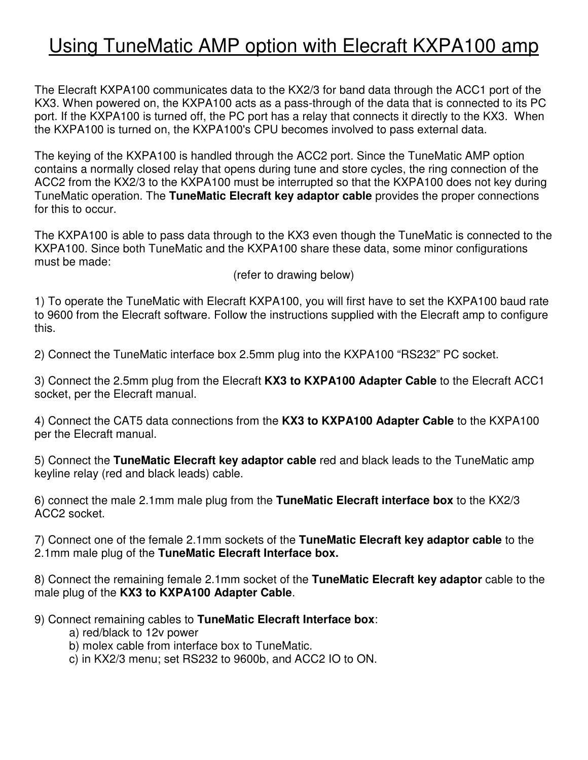# Using TuneMatic AMP option with Elecraft KXPA100 amp

The Elecraft KXPA100 communicates data to the KX2/3 for band data through the ACC1 port of the KX3. When powered on, the KXPA100 acts as a pass-through of the data that is connected to its PC port. If the KXPA100 is turned off, the PC port has a relay that connects it directly to the KX3. When the KXPA100 is turned on, the KXPA100's CPU becomes involved to pass external data.

The keying of the KXPA100 is handled through the ACC2 port. Since the TuneMatic AMP option contains a normally closed relay that opens during tune and store cycles, the ring connection of the ACC2 from the KX2/3 to the KXPA100 must be interrupted so that the KXPA100 does not key during TuneMatic operation. The **TuneMatic Elecraft key adaptor cable** provides the proper connections for this to occur.

The KXPA100 is able to pass data through to the KX3 even though the TuneMatic is connected to the KXPA100. Since both TuneMatic and the KXPA100 share these data, some minor configurations must be made:

(refer to drawing below)

1) To operate the TuneMatic with Elecraft KXPA100, you will first have to set the KXPA100 baud rate to 9600 from the Elecraft software. Follow the instructions supplied with the Elecraft amp to configure this.

2) Connect the TuneMatic interface box 2.5mm plug into the KXPA100 “RS232” PC socket.

3) Connect the 2.5mm plug from the Elecraft **KX3 to KXPA100 Adapter Cable** to the Elecraft ACC1 socket, per the Elecraft manual.

4) Connect the CAT5 data connections from the **KX3 to KXPA100 Adapter Cable** to the KXPA100 per the Elecraft manual.

5) Connect the **TuneMatic Elecraft key adaptor cable** red and black leads to the TuneMatic amp keyline relay (red and black leads) cable.

6) connect the male 2.1mm male plug from the **TuneMatic Elecraft interface box** to the KX2/3 ACC2 socket.

7) Connect one of the female 2.1mm sockets of the **TuneMatic Elecraft key adaptor cable** to the 2.1mm male plug of the **TuneMatic Elecraft Interface box.**

8) Connect the remaining female 2.1mm socket of the **TuneMatic Elecraft key adaptor** cable to the male plug of the **KX3 to KXPA100 Adapter Cable**.

9) Connect remaining cables to **TuneMatic Elecraft Interface box**:
   - a) red/black to 12v power
   - b) molex cable from interface box to TuneMatic.
   - c) in KX2/3 menu; set RS232 to 9600b, and ACC2 IO to ON.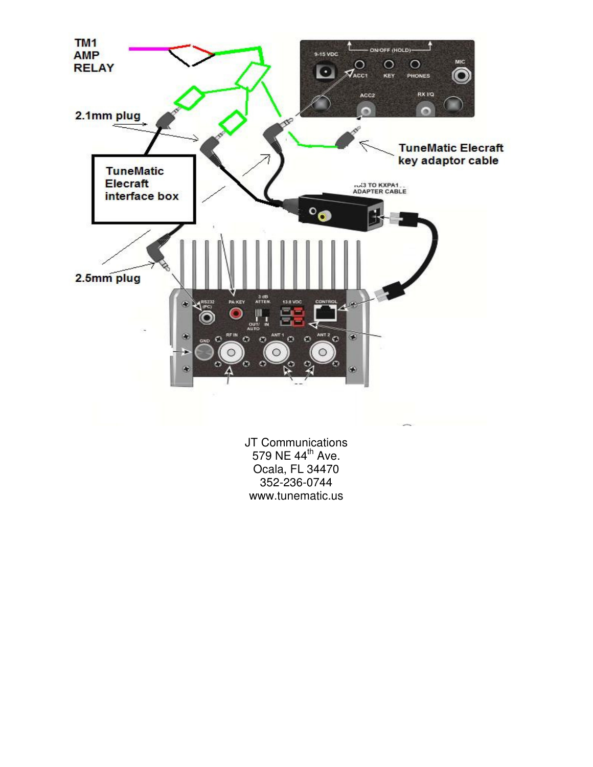TM1
AMP
RELAY

2.1mm plug

TuneMatic Elecraft interface box

2.5mm plug

TuneMatic Elecraft key adaptor cable

KX3 TO KXPA1 ADAPTER CABLE

9-15 VDC

ON/OFF (HOLD)

ACC1

KEY

PHONES

MIC

ACC2

RX I/Q

RS232 (PC)

PA KEY

3 dB ATTEN.

OUT/ AUTO

IN

13.8 VDC

CONTROL

GND

RF IN

ANT 1

ANT 2

JT Communications
579 NE 44th Ave.
Ocala, FL 34470
352-236-0744
www.tunematic.us